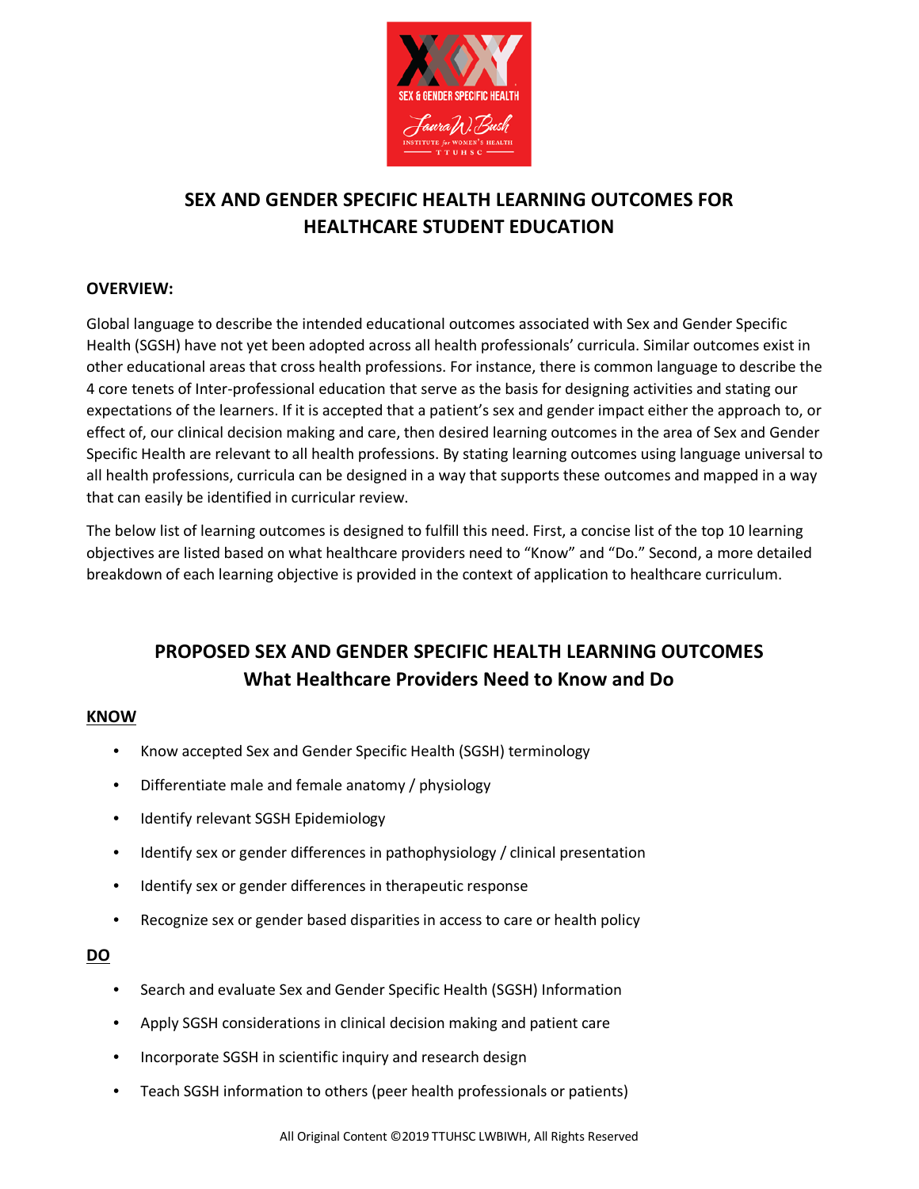# SEX AND GENDER SPECIFIC HEALTH LEARNING OUTCOMES FOR HEALTHCARE STUDENT EDUCATION

## OVERVIEW:

Global language to describe the intended educational outcomes associated with Sex and Gender Specific Health (SGSH) have not yet been adopted across all health professionals' curricula. Similar outcomes exist in other educational areas that cross health professions. For instance, there is common language to describe the 4 core tenets of Inter-professional education that serve as the basis for designing activities and stating our expectations of the learners. If it is accepted that a patient's sex and gender impact either the approach to, or effect of, our clinical decision making and care, then desired learning outcomes in the area of Sex and Gender Specific Health are relevant to all health professions. By stating learning outcomes using language universal to all health professions, curricula can be designed in a way that supports these outcomes and mapped in a way that can easily be identified in curricular review.

The below list of learning outcomes is designed to fulfill this need. First, a concise list of the top 10 learning objectives are listed based on what healthcare providers need to "Know" and "Do." Second, a more detailed breakdown of each learning objective is provided in the context of application to healthcare curriculum.

## PROPOSED SEX AND GENDER SPECIFIC HEALTH LEARNING OUTCOMES
## What Healthcare Providers Need to Know and Do

### KNOW

- Know accepted Sex and Gender Specific Health (SGSH) terminology
- Differentiate male and female anatomy / physiology
- Identify relevant SGSH Epidemiology
- Identify sex or gender differences in pathophysiology / clinical presentation
- Identify sex or gender differences in therapeutic response
- Recognize sex or gender based disparities in access to care or health policy

### DO

- Search and evaluate Sex and Gender Specific Health (SGSH) Information
- Apply SGSH considerations in clinical decision making and patient care
- Incorporate SGSH in scientific inquiry and research design
- Teach SGSH information to others (peer health professionals or patients)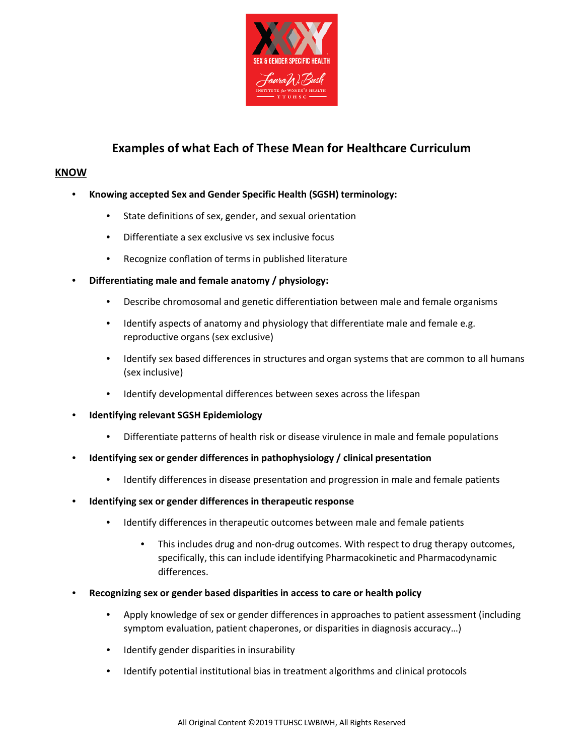## Examples of what Each of These Mean for Healthcare Curriculum

### KNOW

- **Knowing accepted Sex and Gender Specific Health (SGSH) terminology:**
  - State definitions of sex, gender, and sexual orientation
  - Differentiate a sex exclusive vs sex inclusive focus
  - Recognize conflation of terms in published literature
- **Differentiating male and female anatomy / physiology:**
  - Describe chromosomal and genetic differentiation between male and female organisms
  - Identify aspects of anatomy and physiology that differentiate male and female e.g. reproductive organs (sex exclusive)
  - Identify sex based differences in structures and organ systems that are common to all humans (sex inclusive)
  - Identify developmental differences between sexes across the lifespan
- **Identifying relevant SGSH Epidemiology**
  - Differentiate patterns of health risk or disease virulence in male and female populations
- **Identifying sex or gender differences in pathophysiology / clinical presentation**
  - Identify differences in disease presentation and progression in male and female patients
- **Identifying sex or gender differences in therapeutic response**
  - Identify differences in therapeutic outcomes between male and female patients
    - This includes drug and non-drug outcomes. With respect to drug therapy outcomes, specifically, this can include identifying Pharmacokinetic and Pharmacodynamic differences.
- **Recognizing sex or gender based disparities in access to care or health policy**
  - Apply knowledge of sex or gender differences in approaches to patient assessment (including symptom evaluation, patient chaperones, or disparities in diagnosis accuracy…)
  - Identify gender disparities in insurability
  - Identify potential institutional bias in treatment algorithms and clinical protocols

All Original Content ©2019 TTUHSC LWBIWH, All Rights Reserved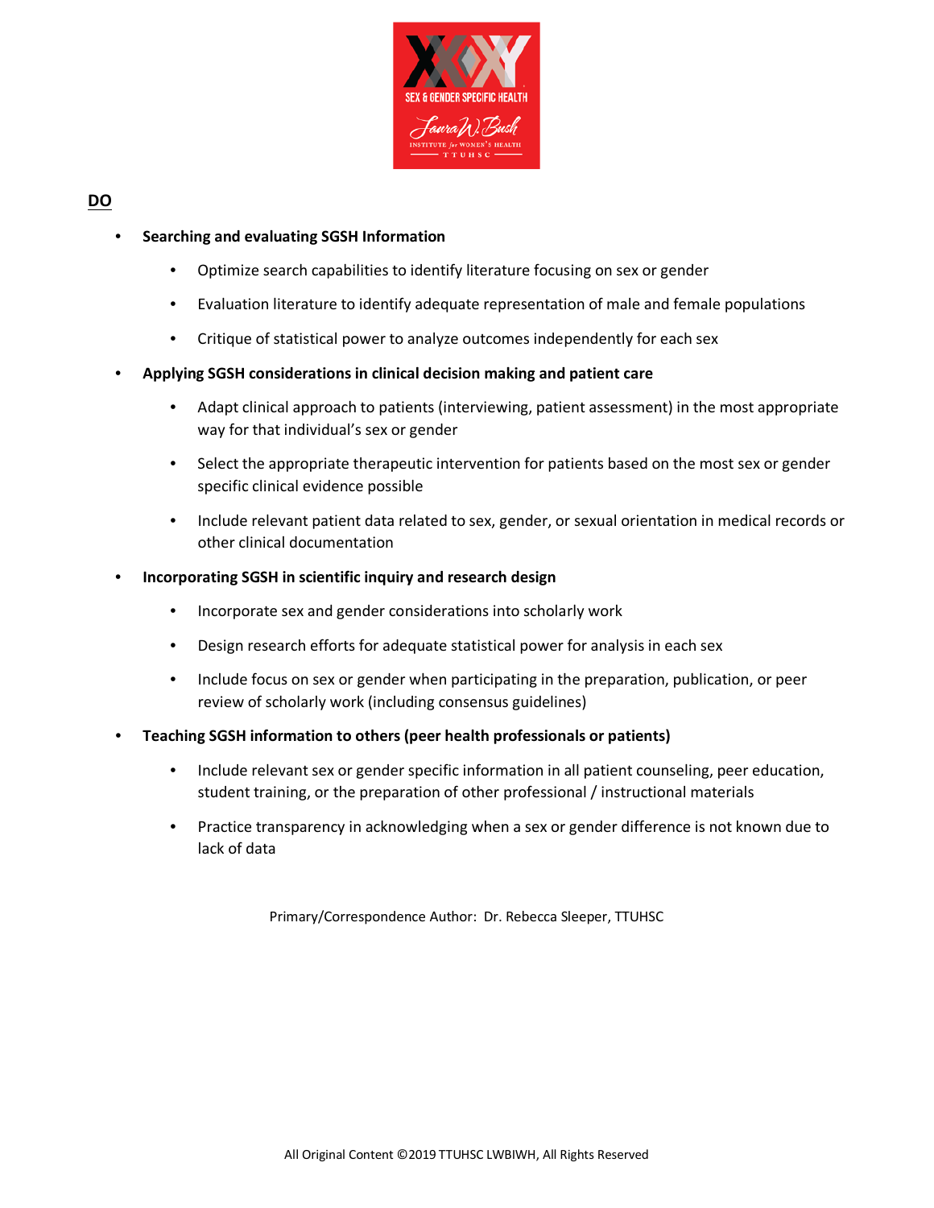**DO**

- **Searching and evaluating SGSH Information**
  - Optimize search capabilities to identify literature focusing on sex or gender
  - Evaluation literature to identify adequate representation of male and female populations
  - Critique of statistical power to analyze outcomes independently for each sex
- **Applying SGSH considerations in clinical decision making and patient care**
  - Adapt clinical approach to patients (interviewing, patient assessment) in the most appropriate way for that individual's sex or gender
  - Select the appropriate therapeutic intervention for patients based on the most sex or gender specific clinical evidence possible
  - Include relevant patient data related to sex, gender, or sexual orientation in medical records or other clinical documentation
- **Incorporating SGSH in scientific inquiry and research design**
  - Incorporate sex and gender considerations into scholarly work
  - Design research efforts for adequate statistical power for analysis in each sex
  - Include focus on sex or gender when participating in the preparation, publication, or peer review of scholarly work (including consensus guidelines)
- **Teaching SGSH information to others (peer health professionals or patients)**
  - Include relevant sex or gender specific information in all patient counseling, peer education, student training, or the preparation of other professional / instructional materials
  - Practice transparency in acknowledging when a sex or gender difference is not known due to lack of data

Primary/Correspondence Author: Dr. Rebecca Sleeper, TTUHSC

All Original Content ©2019 TTUHSC LWBIWH, All Rights Reserved